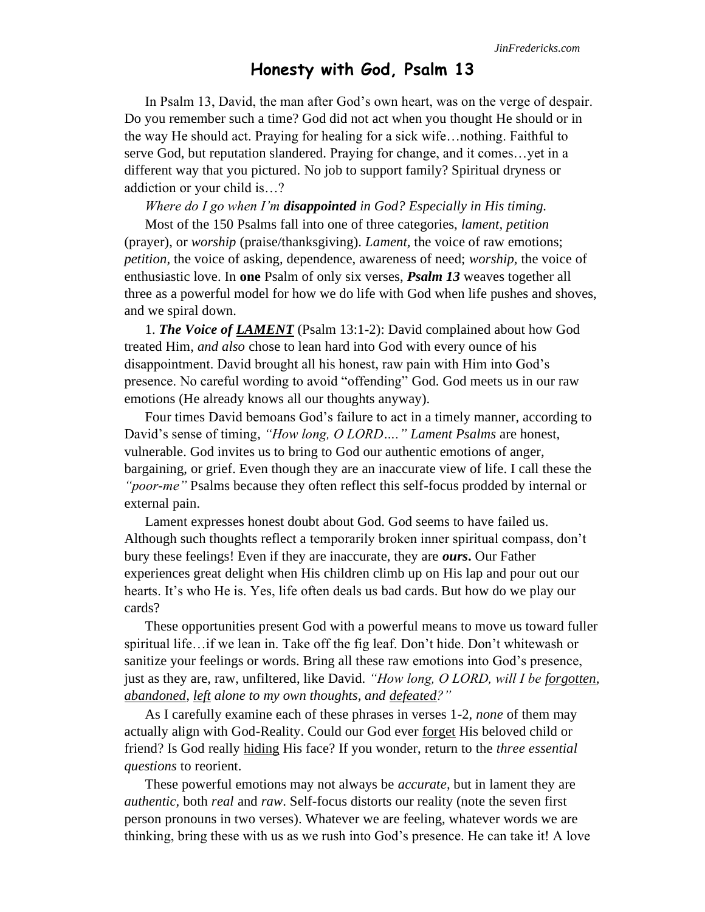# Honesty with God, Psalm 13

In Psalm 13, David, the man after God's own heart, was on the verge of despair. Do you remember such a time? God did not act when you thought He should or in the way He should act. Praying for healing for a sick wife…nothing. Faithful to serve God, but reputation slandered. Praying for change, and it comes…yet in a different way that you pictured. No job to support family? Spiritual dryness or addiction or your child is…?

*Where do I go when I'm **disappointed** in God? Especially in His timing.*

Most of the 150 Psalms fall into one of three categories, *lament*, *petition* (prayer), or *worship* (praise/thanksgiving). *Lament,* the voice of raw emotions; *petition,* the voice of asking, dependence, awareness of need; *worship,* the voice of enthusiastic love. In **one** Psalm of only six verses, ***Psalm 13*** weaves together all three as a powerful model for how we do life with God when life pushes and shoves, and we spiral down.

1. ***The Voice of <u>LAMENT</u>*** (Psalm 13:1-2): David complained about how God treated Him, *and also* chose to lean hard into God with every ounce of his disappointment. David brought all his honest, raw pain with Him into God's presence. No careful wording to avoid "offending" God. God meets us in our raw emotions (He already knows all our thoughts anyway).

Four times David bemoans God's failure to act in a timely manner, according to David's sense of timing, *"How long, O LORD…." Lament Psalms* are honest, vulnerable. God invites us to bring to God our authentic emotions of anger, bargaining, or grief. Even though they are an inaccurate view of life. I call these the *"poor-me"* Psalms because they often reflect this self-focus prodded by internal or external pain.

Lament expresses honest doubt about God. God seems to have failed us. Although such thoughts reflect a temporarily broken inner spiritual compass, don't bury these feelings! Even if they are inaccurate, they are ***ours*****.** Our Father experiences great delight when His children climb up on His lap and pour out our hearts. It's who He is. Yes, life often deals us bad cards. But how do we play our cards?

These opportunities present God with a powerful means to move us toward fuller spiritual life…if we lean in. Take off the fig leaf. Don't hide. Don't whitewash or sanitize your feelings or words. Bring all these raw emotions into God's presence, just as they are, raw, unfiltered, like David. *"How long, O LORD, will I be <u>forgotten</u>, <u>abandoned</u>, <u>left</u> alone to my own thoughts, and <u>defeated</u>?"*

As I carefully examine each of these phrases in verses 1-2, *none* of them may actually align with God-Reality. Could our God ever <u>forget</u> His beloved child or friend? Is God really <u>hiding</u> His face? If you wonder, return to the *three essential questions* to reorient.

These powerful emotions may not always be *accurate,* but in lament they are *authentic,* both *real* and *raw*. Self-focus distorts our reality (note the seven first person pronouns in two verses). Whatever we are feeling, whatever words we are thinking, bring these with us as we rush into God's presence. He can take it! A love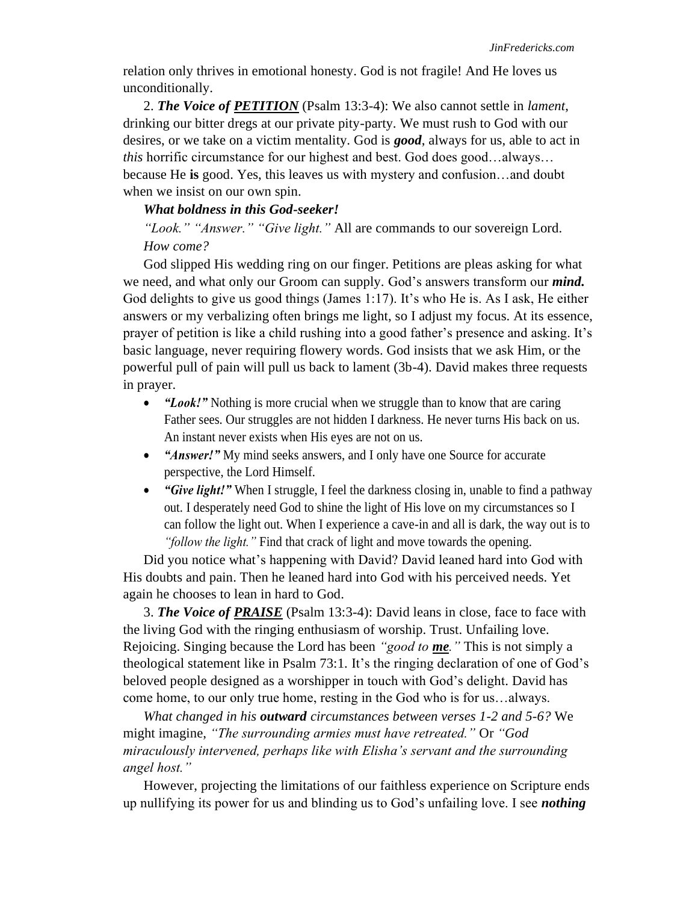relation only thrives in emotional honesty. God is not fragile! And He loves us unconditionally.

2. ***The Voice of <u>PETITION</u>*** (Psalm 13:3-4): We also cannot settle in *lament*, drinking our bitter dregs at our private pity-party. We must rush to God with our desires, or we take on a victim mentality. God is ***good***, always for us, able to act in *this* horrific circumstance for our highest and best. God does good…always…because He **is** good. Yes, this leaves us with mystery and confusion…and doubt when we insist on our own spin.

***What boldness in this God-seeker!***

*"Look." "Answer." "Give light."* All are commands to our sovereign Lord.

*How come?*

God slipped His wedding ring on our finger. Petitions are pleas asking for what we need, and what only our Groom can supply. God's answers transform our ***mind.*** God delights to give us good things (James 1:17). It's who He is. As I ask, He either answers or my verbalizing often brings me light, so I adjust my focus. At its essence, prayer of petition is like a child rushing into a good father's presence and asking. It's basic language, never requiring flowery words. God insists that we ask Him, or the powerful pull of pain will pull us back to lament (3b-4). David makes three requests in prayer.

- ***"Look!"*** Nothing is more crucial when we struggle than to know that are caring Father sees. Our struggles are not hidden I darkness. He never turns His back on us. An instant never exists when His eyes are not on us.
- ***"Answer!"*** My mind seeks answers, and I only have one Source for accurate perspective, the Lord Himself.
- ***"Give light!"*** When I struggle, I feel the darkness closing in, unable to find a pathway out. I desperately need God to shine the light of His love on my circumstances so I can follow the light out. When I experience a cave-in and all is dark, the way out is to *"follow the light."* Find that crack of light and move towards the opening.

Did you notice what's happening with David? David leaned hard into God with His doubts and pain. Then he leaned hard into God with his perceived needs. Yet again he chooses to lean in hard to God.

3. ***The Voice of <u>PRAISE</u>*** (Psalm 13:3-4): David leans in close, face to face with the living God with the ringing enthusiasm of worship. Trust. Unfailing love. Rejoicing. Singing because the Lord has been *"good to **<u>me</u>**."* This is not simply a theological statement like in Psalm 73:1. It's the ringing declaration of one of God's beloved people designed as a worshipper in touch with God's delight. David has come home, to our only true home, resting in the God who is for us…always.

*What changed in his **outward** circumstances between verses 1-2 and 5-6?* We might imagine, *"The surrounding armies must have retreated."* Or *"God miraculously intervened, perhaps like with Elisha's servant and the surrounding angel host."*

However, projecting the limitations of our faithless experience on Scripture ends up nullifying its power for us and blinding us to God's unfailing love. I see ***nothing***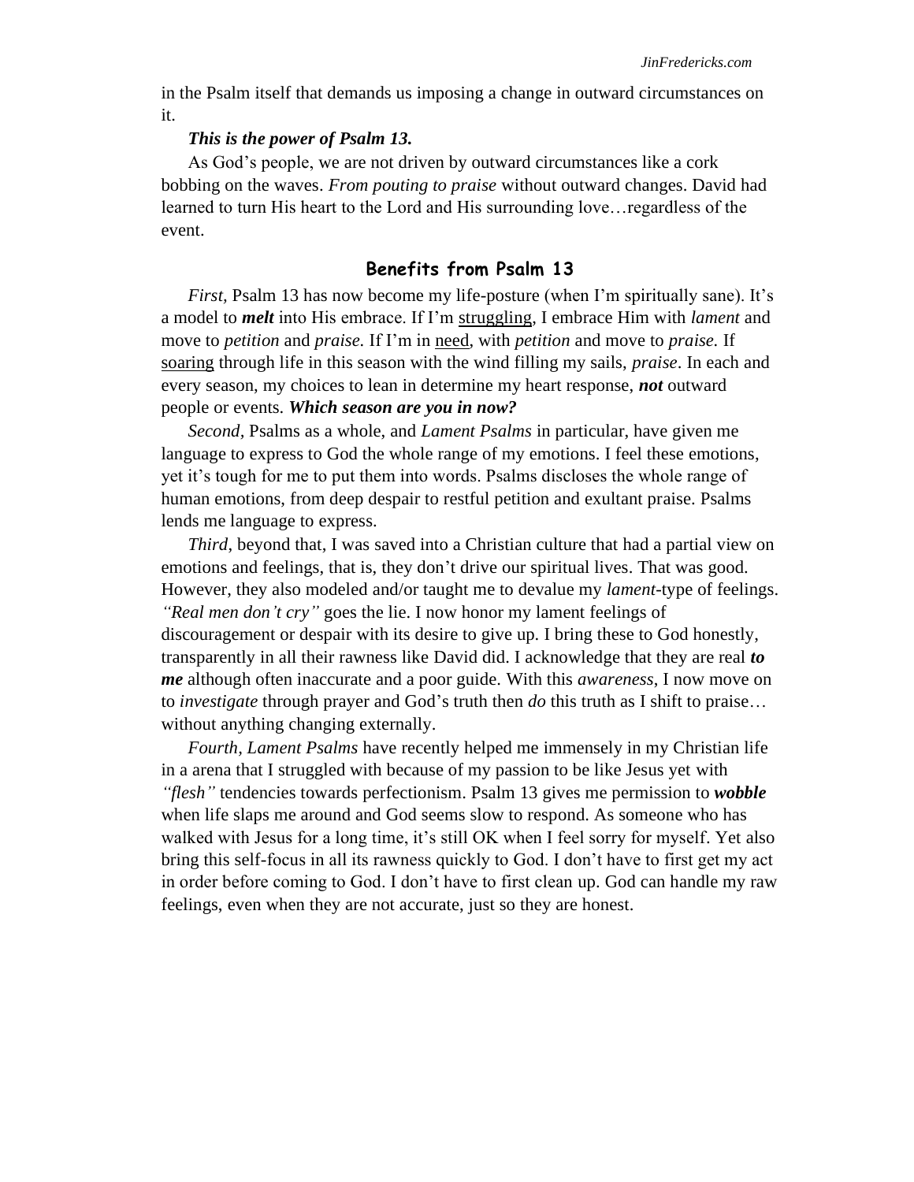in the Psalm itself that demands us imposing a change in outward circumstances on it.

***This is the power of Psalm 13.***

As God's people, we are not driven by outward circumstances like a cork bobbing on the waves. *From pouting to praise* without outward changes. David had learned to turn His heart to the Lord and His surrounding love…regardless of the event.

## Benefits from Psalm 13

*First,* Psalm 13 has now become my life-posture (when I'm spiritually sane). It's a model to ***melt*** into His embrace. If I'm <u>struggling</u>, I embrace Him with *lament* and move to *petition* and *praise.* If I'm in <u>need</u>, with *petition* and move to *praise.* If <u>soaring</u> through life in this season with the wind filling my sails, *praise*. In each and every season, my choices to lean in determine my heart response, ***not*** outward people or events. ***Which season are you in now?***

*Second,* Psalms as a whole, and *Lament Psalms* in particular, have given me language to express to God the whole range of my emotions. I feel these emotions, yet it's tough for me to put them into words. Psalms discloses the whole range of human emotions, from deep despair to restful petition and exultant praise. Psalms lends me language to express.

*Third*, beyond that, I was saved into a Christian culture that had a partial view on emotions and feelings, that is, they don't drive our spiritual lives. That was good. However, they also modeled and/or taught me to devalue my *lament*-type of feelings. *"Real men don't cry"* goes the lie. I now honor my lament feelings of discouragement or despair with its desire to give up. I bring these to God honestly, transparently in all their rawness like David did. I acknowledge that they are real ***to me*** although often inaccurate and a poor guide. With this *awareness*, I now move on to *investigate* through prayer and God's truth then *do* this truth as I shift to praise… without anything changing externally.

*Fourth, Lament Psalms* have recently helped me immensely in my Christian life in a arena that I struggled with because of my passion to be like Jesus yet with *"flesh"* tendencies towards perfectionism. Psalm 13 gives me permission to ***wobble*** when life slaps me around and God seems slow to respond. As someone who has walked with Jesus for a long time, it's still OK when I feel sorry for myself. Yet also bring this self-focus in all its rawness quickly to God. I don't have to first get my act in order before coming to God. I don't have to first clean up. God can handle my raw feelings, even when they are not accurate, just so they are honest.